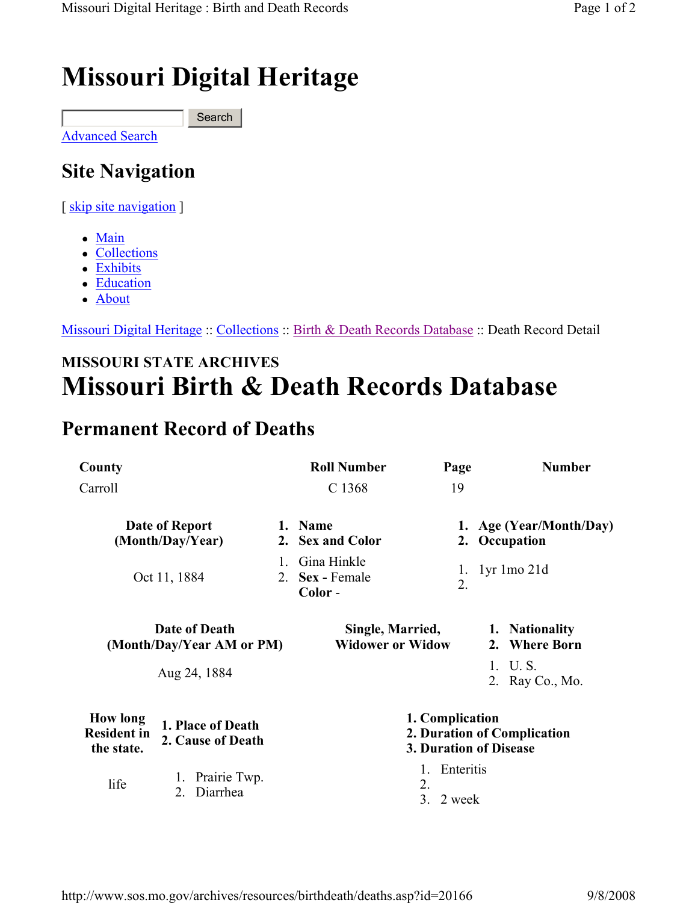# Missouri Digital Heritage

Search

Advanced Search

## Site Navigation

[ skip site navigation ]

- Main
- Collections
- Exhibits
- Education
- About

Missouri Digital Heritage :: Collections :: Birth & Death Records Database :: Death Record Detail

**MISSOURI STATE ARCHIVES**

# Missouri Birth & Death Records Database

## Permanent Record of Deaths

| County | Roll Number | Page | Number |
|---|---|---|---|
| Carroll | C 1368 | 19 | |

| Date of Report (Month/Day/Year) | 1. Name 2. Sex and Color | 1. Age (Year/Month/Day) 2. Occupation |
|---|---|---|
| Oct 11, 1884 | 1. Gina Hinkle 2. **Sex -** Female **Color -** | 1. 1yr 1mo 21d 2. |

| Date of Death (Month/Day/Year AM or PM) | Single, Married, Widower or Widow | 1. Nationality 2. Where Born |
|---|---|---|
| Aug 24, 1884 | | 1. U. S. 2. Ray Co., Mo. |

| How long Resident in the state. | 1. Place of Death 2. Cause of Death | 1. Complication 2. Duration of Complication 3. Duration of Disease |
|---|---|---|
| life | 1. Prairie Twp. 2. Diarrhea | 1. Enteritis 2. 3. 2 week |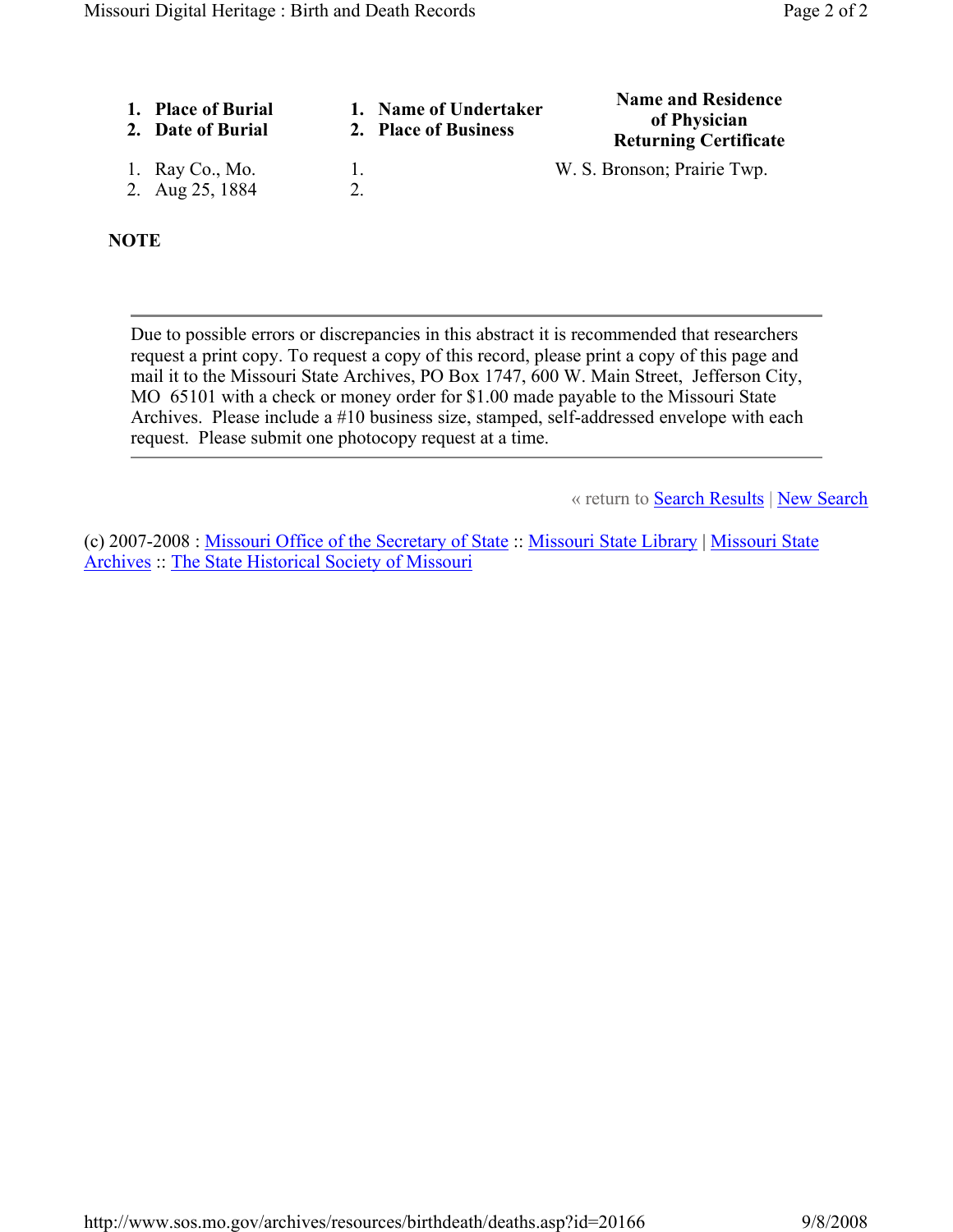| 1. Place of Burial<br>2. Date of Burial | 1. Name of Undertaker<br>2. Place of Business | Name and Residence of Physician Returning Certificate |
|---|---|---|
| 1. Ray Co., Mo.<br>2. Aug 25, 1884 | 1.<br>2. | W. S. Bronson; Prairie Twp. |

**NOTE**

---

Due to possible errors or discrepancies in this abstract it is recommended that researchers request a print copy. To request a copy of this record, please print a copy of this page and mail it to the Missouri State Archives, PO Box 1747, 600 W. Main Street, Jefferson City, MO 65101 with a check or money order for $1.00 made payable to the Missouri State Archives. Please include a #10 business size, stamped, self-addressed envelope with each request. Please submit one photocopy request at a time.

---

« return to Search Results | New Search

(c) 2007-2008 : Missouri Office of the Secretary of State :: Missouri State Library | Missouri State Archives :: The State Historical Society of Missouri